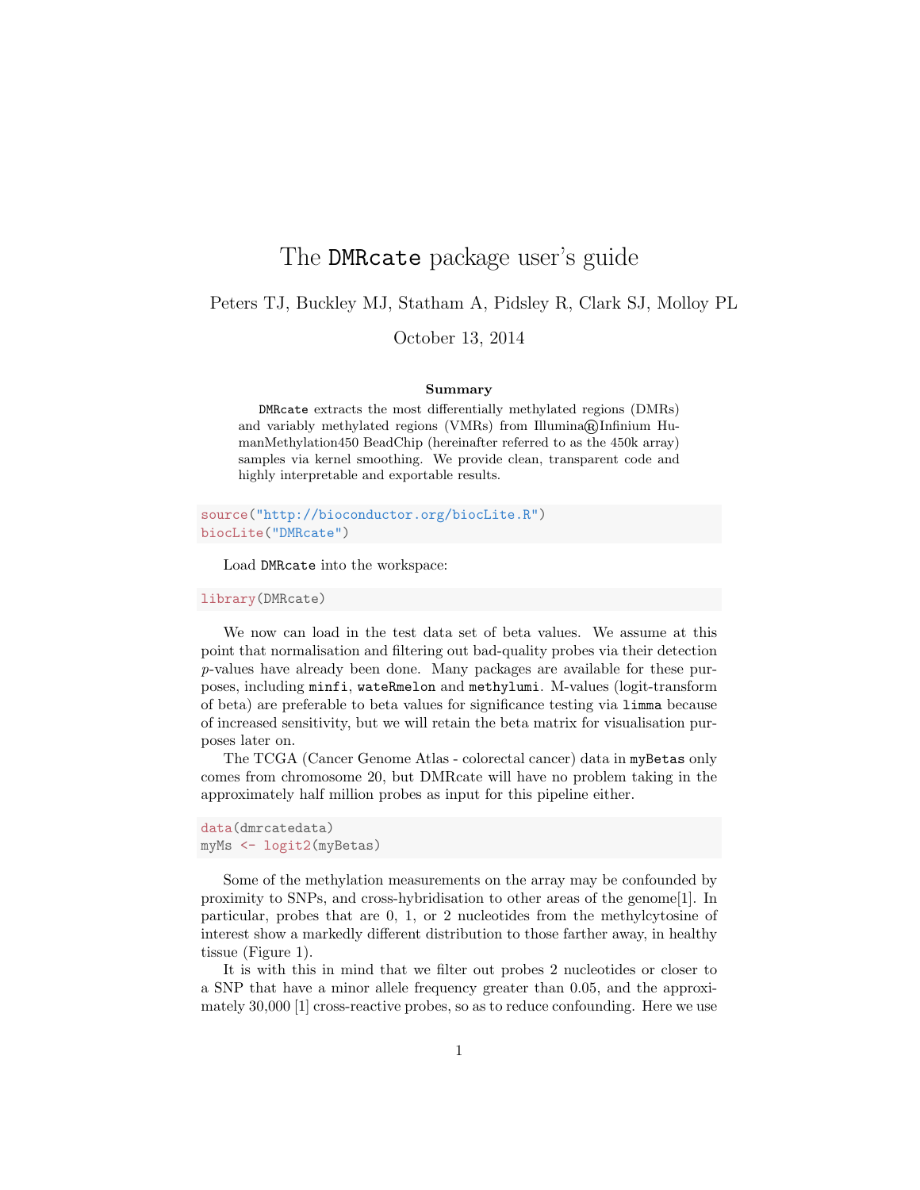# The DMRcate package user's guide

Peters TJ, Buckley MJ, Statham A, Pidsley R, Clark SJ, Molloy PL

October 13, 2014

**Summary**

DMRcate extracts the most differentially methylated regions (DMRs) and variably methylated regions (VMRs) from Illumina® Infinium HumanMethylation450 BeadChip (hereinafter referred to as the 450k array) samples via kernel smoothing. We provide clean, transparent code and highly interpretable and exportable results.

```
source("http://bioconductor.org/biocLite.R")
biocLite("DMRcate")
```

Load DMRcate into the workspace:

```
library(DMRcate)
```

We now can load in the test data set of beta values. We assume at this point that normalisation and filtering out bad-quality probes via their detection $p$-values have already been done. Many packages are available for these purposes, including minfi, wateRmelon and methylumi. M-values (logit-transform of beta) are preferable to beta values for significance testing via limma because of increased sensitivity, but we will retain the beta matrix for visualisation purposes later on.

The TCGA (Cancer Genome Atlas - colorectal cancer) data in myBetas only comes from chromosome 20, but DMRcate will have no problem taking in the approximately half million probes as input for this pipeline either.

```
data(dmrcatedata)
myMs <- logit2(myBetas)
```

Some of the methylation measurements on the array may be confounded by proximity to SNPs, and cross-hybridisation to other areas of the genome[1]. In particular, probes that are 0, 1, or 2 nucleotides from the methylcytosine of interest show a markedly different distribution to those farther away, in healthy tissue (Figure 1).

It is with this in mind that we filter out probes 2 nucleotides or closer to a SNP that have a minor allele frequency greater than 0.05, and the approximately 30,000 [1] cross-reactive probes, so as to reduce confounding. Here we use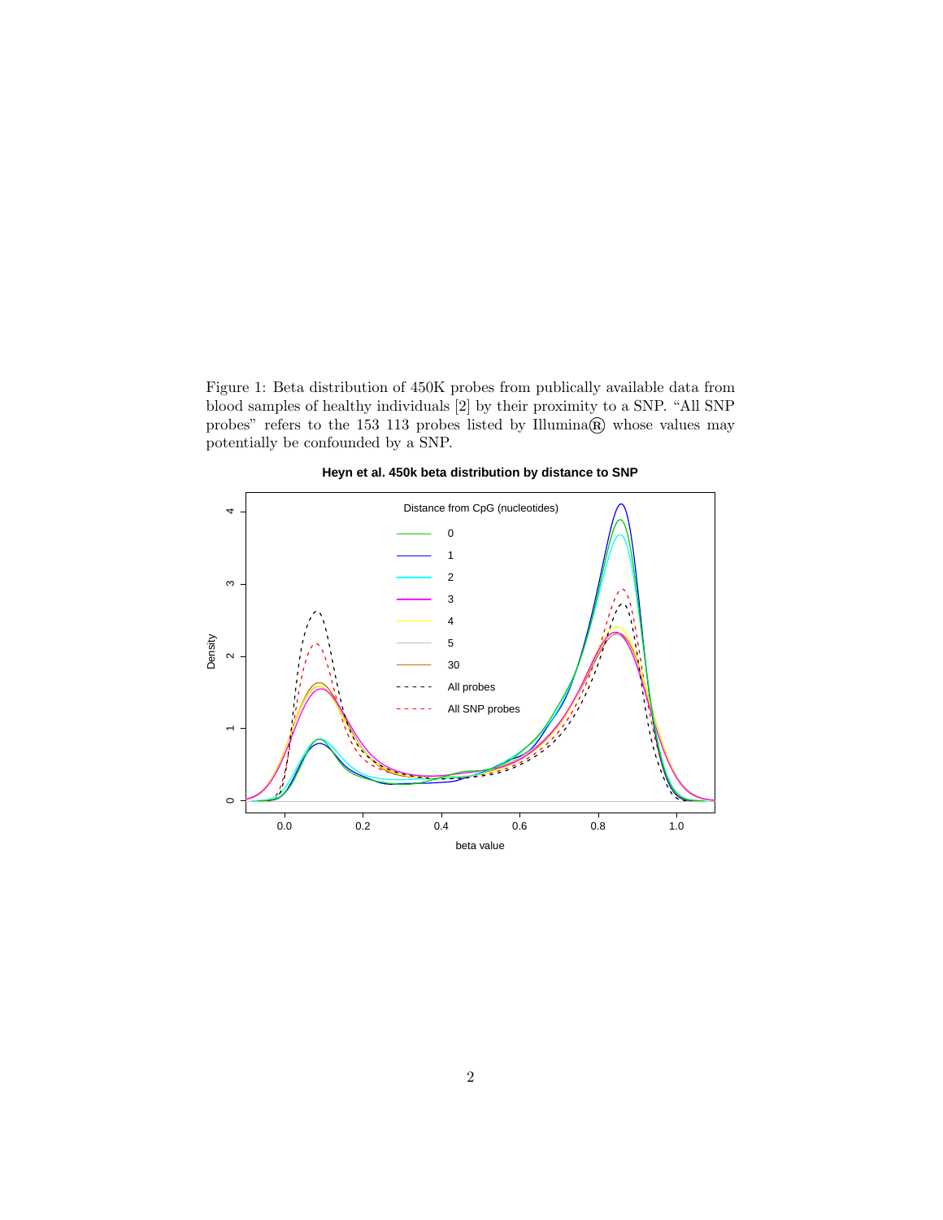Figure 1: Beta distribution of 450K probes from publically available data from blood samples of healthy individuals [2] by their proximity to a SNP. "All SNP probes" refers to the 153 113 probes listed by Illumina® whose values may potentially be confounded by a SNP.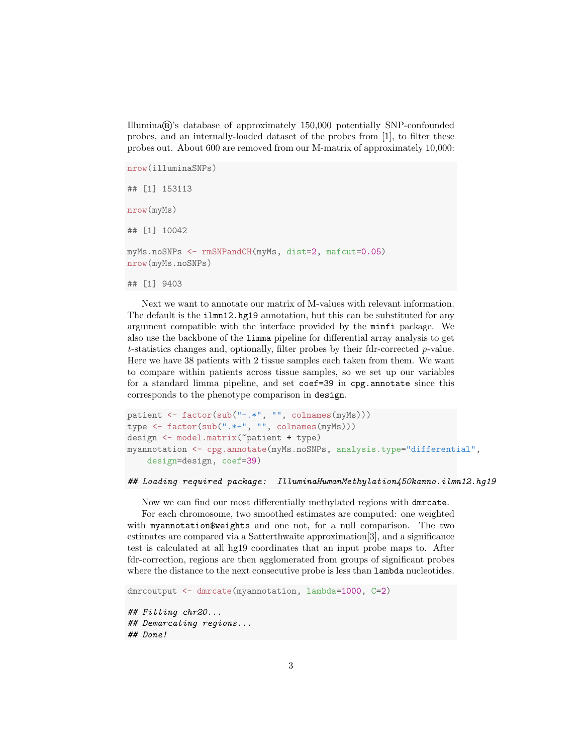Illumina®'s database of approximately 150,000 potentially SNP-confounded probes, and an internally-loaded dataset of the probes from [1], to filter these probes out. About 600 are removed from our M-matrix of approximately 10,000:

```
nrow(illuminaSNPs)

## [1] 153113

nrow(myMs)

## [1] 10042

myMs.noSNPs <- rmSNPandCH(myMs, dist=2, mafcut=0.05)
nrow(myMs.noSNPs)

## [1] 9403
```

Next we want to annotate our matrix of M-values with relevant information. The default is the `ilmn12.hg19` annotation, but this can be substituted for any argument compatible with the interface provided by the `minfi` package. We also use the backbone of the `limma` pipeline for differential array analysis to get $t$-statistics changes and, optionally, filter probes by their fdr-corrected $p$-value. Here we have 38 patients with 2 tissue samples each taken from them. We want to compare within patients across tissue samples, so we set up our variables for a standard limma pipeline, and set `coef=39` in `cpg.annotate` since this corresponds to the phenotype comparison in `design`.

```
patient <- factor(sub("-.*", "", colnames(myMs)))
type <- factor(sub(".*-", "", colnames(myMs)))
design <- model.matrix(~patient + type)
myannotation <- cpg.annotate(myMs.noSNPs, analysis.type="differential",
    design=design, coef=39)

## Loading required package:  IlluminaHumanMethylation450kanno.ilmn12.hg19
```

Now we can find our most differentially methylated regions with `dmrcate`.

For each chromosome, two smoothed estimates are computed: one weighted with `myannotation$weights` and one not, for a null comparison. The two estimates are compared via a Satterthwaite approximation[3], and a significance test is calculated at all hg19 coordinates that an input probe maps to. After fdr-correction, regions are then agglomerated from groups of significant probes where the distance to the next consecutive probe is less than `lambda` nucleotides.

```
dmrcoutput <- dmrcate(myannotation, lambda=1000, C=2)

## Fitting chr20...
## Demarcating regions...
## Done!
```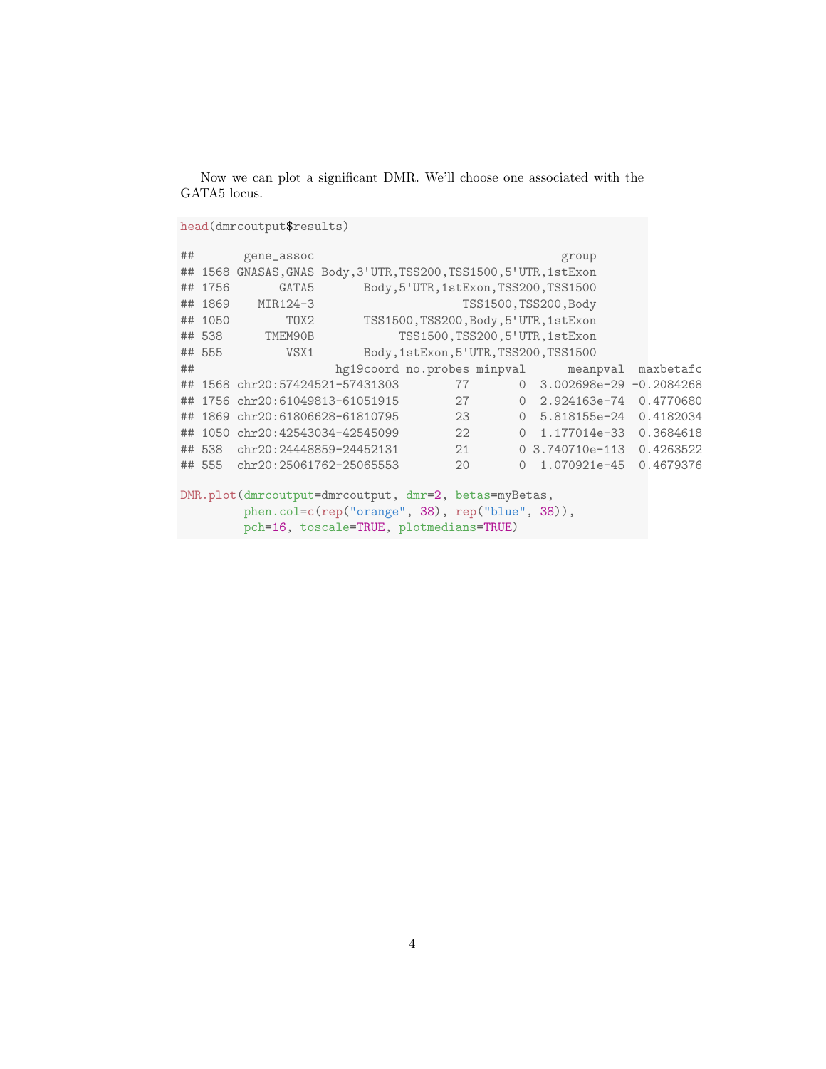Now we can plot a significant DMR. We'll choose one associated with the GATA5 locus.

```
head(dmrcoutput$results)

##      gene_assoc                                  group
## 1568 GNASAS,GNAS Body,3'UTR,TSS200,TSS1500,5'UTR,1stExon
## 1756       GATA5      Body,5'UTR,1stExon,TSS200,TSS1500
## 1869    MIR124-3                    TSS1500,TSS200,Body
## 1050        TOX2      TSS1500,TSS200,Body,5'UTR,1stExon
## 538      TMEM90B           TSS1500,TSS200,5'UTR,1stExon
## 555         VSX1      Body,1stExon,5'UTR,TSS200,TSS1500
##                  hg19coord no.probes minpval      meanpval  maxbetafc
## 1568 chr20:57424521-57431303        77       0  3.002698e-29 -0.2084268
## 1756 chr20:61049813-61051915        27       0  2.924163e-74  0.4770680
## 1869 chr20:61806628-61810795        23       0  5.818155e-24  0.4182034
## 1050 chr20:42543034-42545099        22       0  1.177014e-33  0.3684618
## 538  chr20:24448859-24452131        21       0 3.740710e-113  0.4263522
## 555  chr20:25061762-25065553        20       0  1.070921e-45  0.4679376

DMR.plot(dmrcoutput=dmrcoutput, dmr=2, betas=myBetas,
         phen.col=c(rep("orange", 38), rep("blue", 38)),
         pch=16, toscale=TRUE, plotmedians=TRUE)
```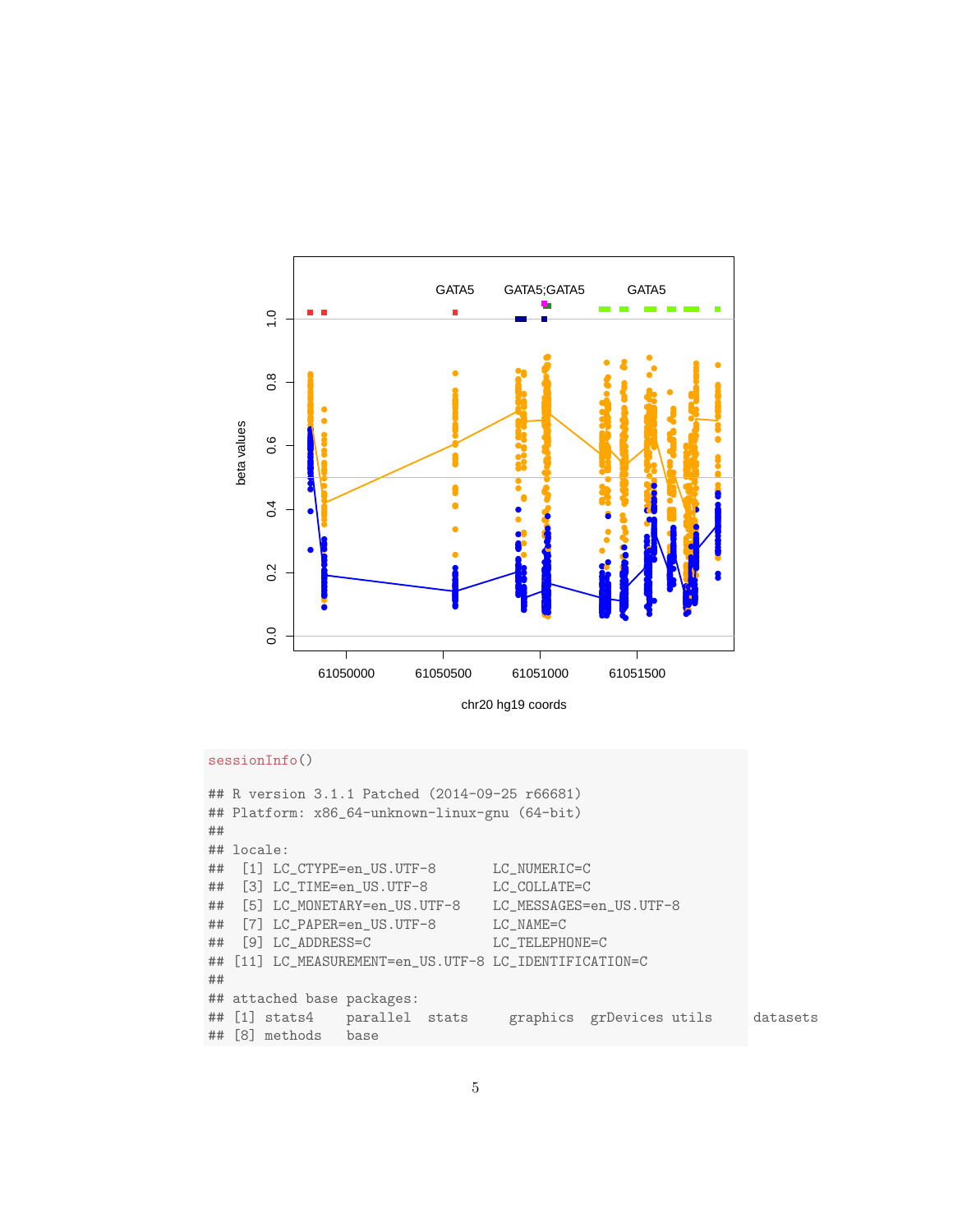```r
sessionInfo()

## R version 3.1.1 Patched (2014-09-25 r66681)
## Platform: x86_64-unknown-linux-gnu (64-bit)
##
## locale:
##  [1] LC_CTYPE=en_US.UTF-8       LC_NUMERIC=C
##  [3] LC_TIME=en_US.UTF-8        LC_COLLATE=C
##  [5] LC_MONETARY=en_US.UTF-8    LC_MESSAGES=en_US.UTF-8
##  [7] LC_PAPER=en_US.UTF-8       LC_NAME=C
##  [9] LC_ADDRESS=C               LC_TELEPHONE=C
## [11] LC_MEASUREMENT=en_US.UTF-8 LC_IDENTIFICATION=C
##
## attached base packages:
## [1] stats4    parallel  stats     graphics  grDevices utils     datasets
## [8] methods   base
```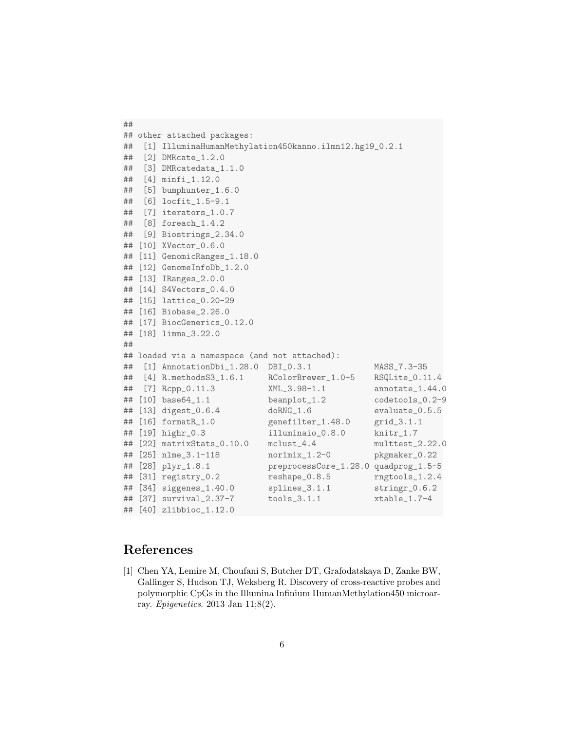```
##
## other attached packages:
##  [1] IlluminaHumanMethylation450kanno.ilmn12.hg19_0.2.1
##  [2] DMRcate_1.2.0
##  [3] DMRcatedata_1.1.0
##  [4] minfi_1.12.0
##  [5] bumphunter_1.6.0
##  [6] locfit_1.5-9.1
##  [7] iterators_1.0.7
##  [8] foreach_1.4.2
##  [9] Biostrings_2.34.0
## [10] XVector_0.6.0
## [11] GenomicRanges_1.18.0
## [12] GenomeInfoDb_1.2.0
## [13] IRanges_2.0.0
## [14] S4Vectors_0.4.0
## [15] lattice_0.20-29
## [16] Biobase_2.26.0
## [17] BiocGenerics_0.12.0
## [18] limma_3.22.0
##
## loaded via a namespace (and not attached):
##  [1] AnnotationDbi_1.28.0  DBI_0.3.1             MASS_7.3-35
##  [4] R.methodsS3_1.6.1     RColorBrewer_1.0-5    RSQLite_0.11.4
##  [7] Rcpp_0.11.3           XML_3.98-1.1          annotate_1.44.0
## [10] base64_1.1            beanplot_1.2          codetools_0.2-9
## [13] digest_0.6.4          doRNG_1.6             evaluate_0.5.5
## [16] formatR_1.0           genefilter_1.48.0     grid_3.1.1
## [19] highr_0.3             illuminaio_0.8.0      knitr_1.7
## [22] matrixStats_0.10.0    mclust_4.4            multtest_2.22.0
## [25] nlme_3.1-118          nor1mix_1.2-0         pkgmaker_0.22
## [28] plyr_1.8.1            preprocessCore_1.28.0 quadprog_1.5-5
## [31] registry_0.2          reshape_0.8.5         rngtools_1.2.4
## [34] siggenes_1.40.0       splines_3.1.1         stringr_0.6.2
## [37] survival_2.37-7       tools_3.1.1           xtable_1.7-4
## [40] zlibbioc_1.12.0
```

# References

[1] Chen YA, Lemire M, Choufani S, Butcher DT, Grafodatskaya D, Zanke BW, Gallinger S, Hudson TJ, Weksberg R. Discovery of cross-reactive probes and polymorphic CpGs in the Illumina Infinium HumanMethylation450 microarray. *Epigenetics*. 2013 Jan 11;8(2).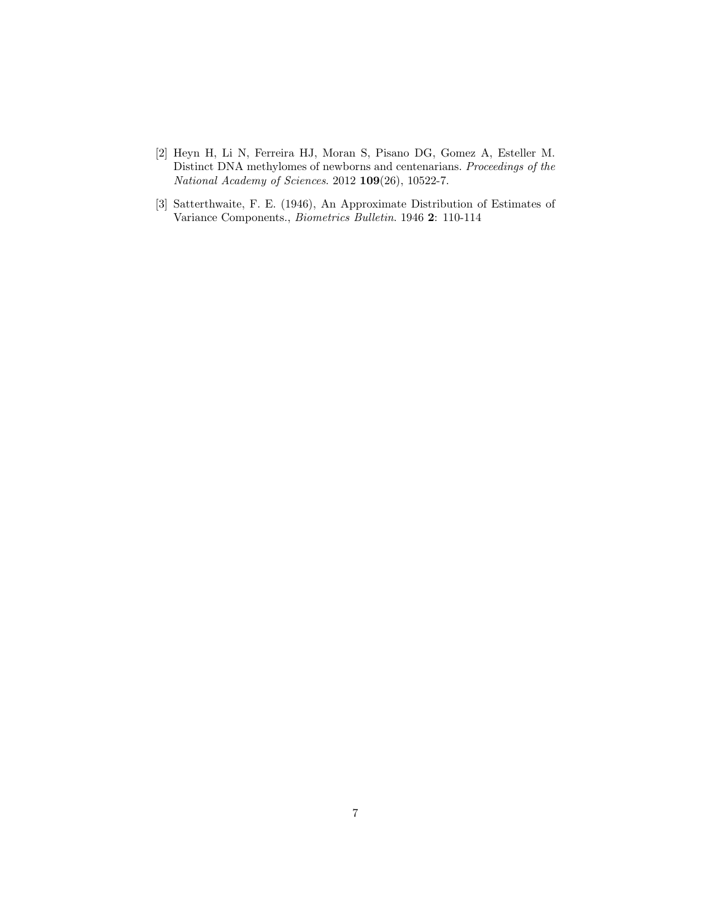[2] Heyn H, Li N, Ferreira HJ, Moran S, Pisano DG, Gomez A, Esteller M. Distinct DNA methylomes of newborns and centenarians. *Proceedings of the National Academy of Sciences*. 2012 **109**(26), 10522-7.

[3] Satterthwaite, F. E. (1946), An Approximate Distribution of Estimates of Variance Components., *Biometrics Bulletin*. 1946 **2**: 110-114